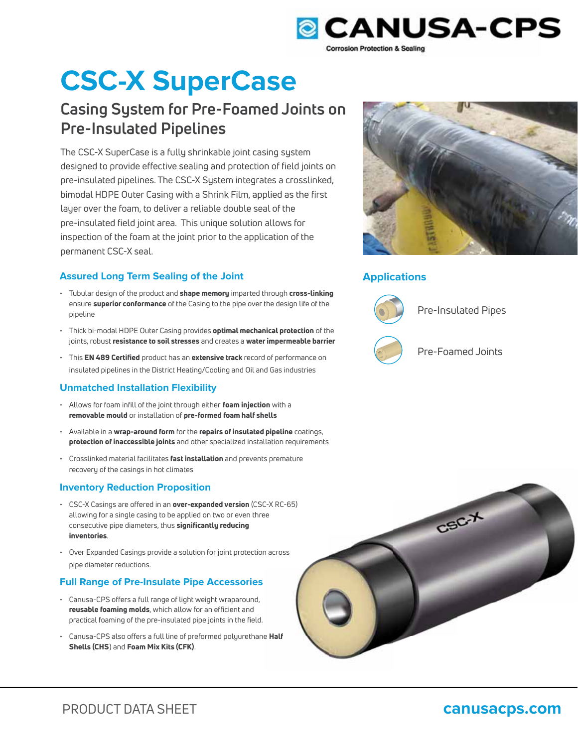# CSC-X SuperCase

## Casing System for Pre-Foamed Joints on Pre-Insulated Pipelines

The CSC-X SuperCase is a fully shrinkable joint casing system designed to provide effective sealing and protection of field joints on pre-insulated pipelines. The CSC-X System integrates a crosslinked, bimodal HDPE Outer Casing with a Shrink Film, applied as the first layer over the foam, to deliver a reliable double seal of the pre-insulated field joint area. This unique solution allows for inspection of the foam at the joint prior to the application of the permanent CSC-X seal.

### Assured Long Term Sealing of the Joint

- Tubular design of the product and **shape memory** imparted through **cross-linking** ensure **superior conformance** of the Casing to the pipe over the design life of the pipeline
- Thick bi-modal HDPE Outer Casing provides **optimal mechanical protection** of the joints, robust **resistance to soil stresses** and creates a **water impermeable barrier**
- This **EN 489 Certified** product has an **extensive track** record of performance on insulated pipelines in the District Heating/Cooling and Oil and Gas industries

### Unmatched Installation Flexibility

- Allows for foam infill of the joint through either **foam injection** with a **removable mould** or installation of **pre-formed foam half shells**
- Available in a **wrap-around form** for the **repairs of insulated pipeline** coatings, **protection of inaccessible joints** and other specialized installation requirements
- Crosslinked material facilitates **fast installation** and prevents premature recovery of the casings in hot climates

### Inventory Reduction Proposition

- CSC-X Casings are offered in an **over-expanded version** (CSC-X RC-65) allowing for a single casing to be applied on two or even three consecutive pipe diameters, thus **significantly reducing inventories**.
- Over Expanded Casings provide a solution for joint protection across pipe diameter reductions.

### Full Range of Pre-Insulate Pipe Accessories

- Canusa-CPS offers a full range of light weight wraparound, **reusable foaming molds**, which allow for an efficient and practical foaming of the pre-insulated pipe joints in the field.
- Canusa-CPS also offers a full line of preformed polyurethane **Half Shells (CHS)** and **Foam Mix Kits (CFK)**.

### Applications

- Pre-Insulated Pipes
- Pre-Foamed Joints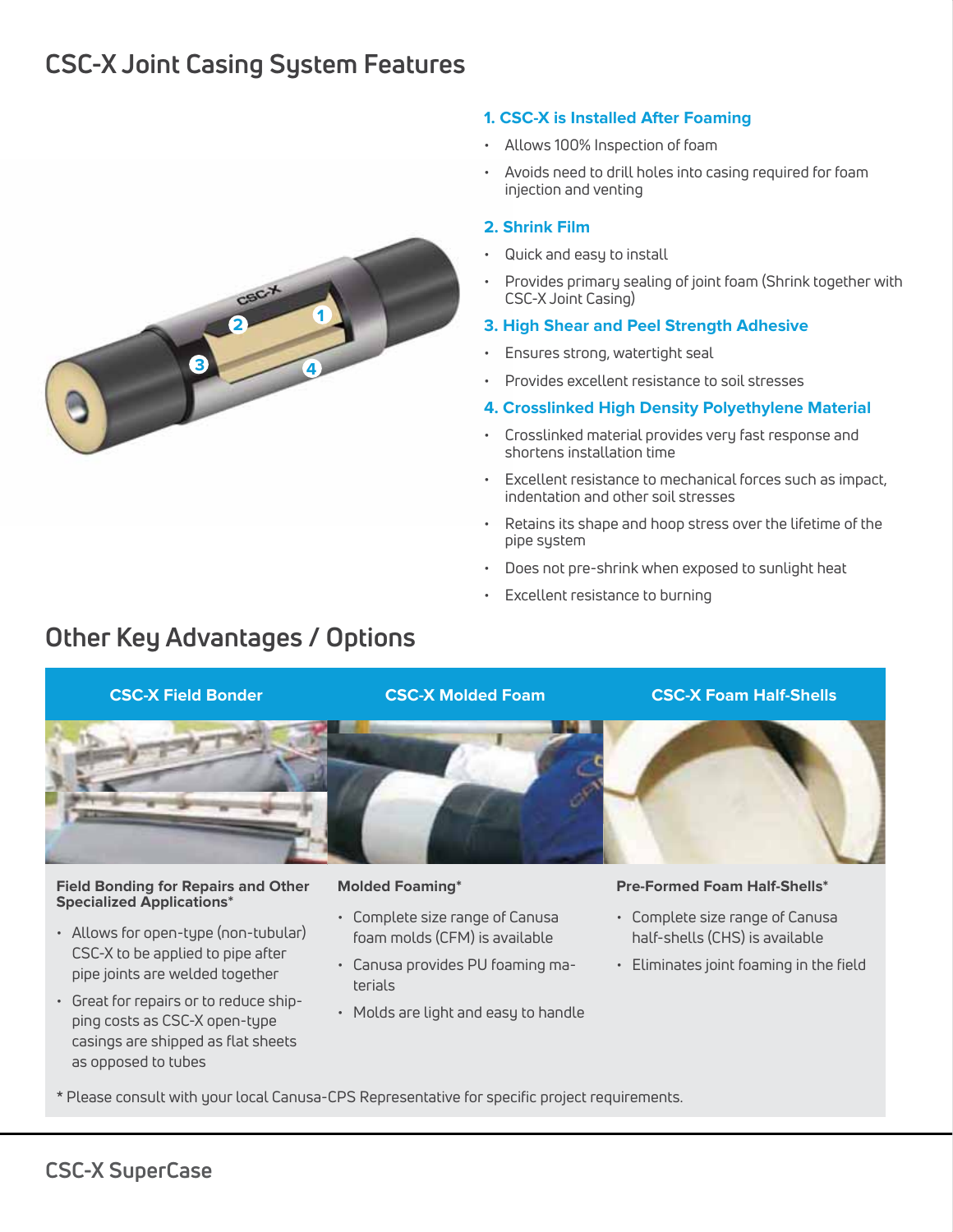# CSC-X Joint Casing System Features

### 1. CSC-X is Installed After Foaming

- Allows 100% Inspection of foam
- Avoids need to drill holes into casing required for foam injection and venting

### 2. Shrink Film

- Quick and easy to install
- Provides primary sealing of joint foam (Shrink together with CSC-X Joint Casing)

### 3. High Shear and Peel Strength Adhesive

- Ensures strong, watertight seal
- Provides excellent resistance to soil stresses

### 4. Crosslinked High Density Polyethylene Material

- Crosslinked material provides very fast response and shortens installation time
- Excellent resistance to mechanical forces such as impact, indentation and other soil stresses
- Retains its shape and hoop stress over the lifetime of the pipe system
- Does not pre-shrink when exposed to sunlight heat
- Excellent resistance to burning

# Other Key Advantages / Options

## CSC-X Field Bonder

**Field Bonding for Repairs and Other Specialized Applications***

- Allows for open-type (non-tubular) CSC-X to be applied to pipe after pipe joints are welded together
- Great for repairs or to reduce shipping costs as CSC-X open-type casings are shipped as flat sheets as opposed to tubes

## CSC-X Molded Foam

**Molded Foaming***

- Complete size range of Canusa foam molds (CFM) is available
- Canusa provides PU foaming materials
- Molds are light and easy to handle

## CSC-X Foam Half-Shells

**Pre-Formed Foam Half-Shells***

- Complete size range of Canusa half-shells (CHS) is available
- Eliminates joint foaming in the field

* Please consult with your local Canusa-CPS Representative for specific project requirements.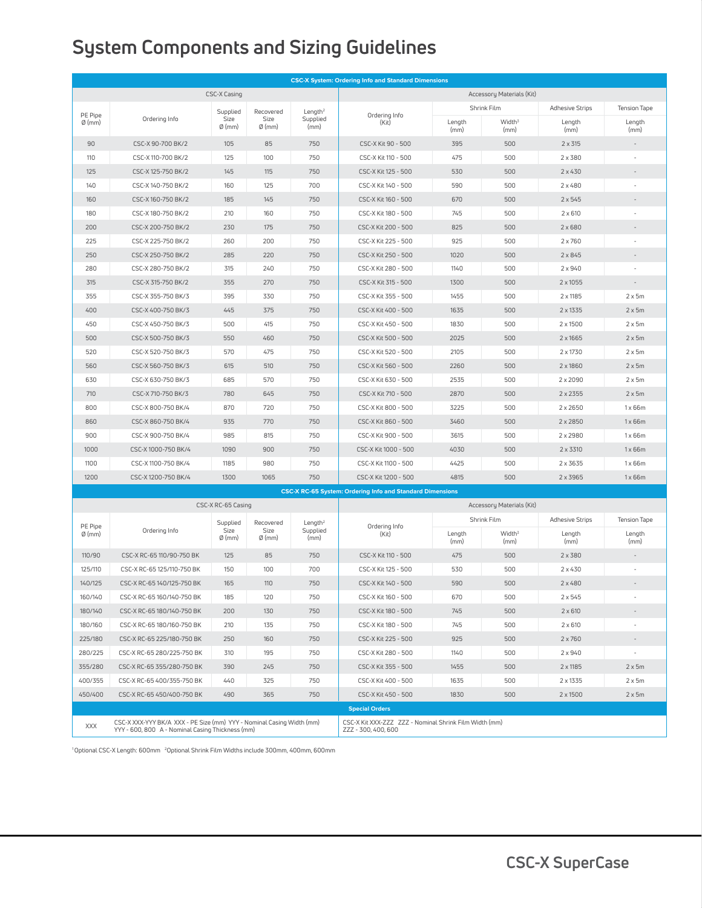# System Components and Sizing Guidelines

| CSC-X System: Ordering Info and Standard Dimensions | | | | | | | | | |
|---|---|---|---|---|---|---|---|---|---|
| CSC-X Casing | | | | | Accessory Materials (Kit) | | | | |
| PE Pipe Ø (mm) | Ordering Info | Supplied Size Ø (mm) | Recovered Size Ø (mm) | Length[2] Supplied (mm) | Ordering Info (Kit) | Shrink Film Length (mm) | Shrink Film Width[3] (mm) | Adhesive Strips Length (mm) | Tension Tape Length (mm) |
| 90 | CSC-X 90-700 BK/2 | 105 | 85 | 750 | CSC-X Kit 90 - 500 | 395 | 500 | 2 x 315 | - |
| 110 | CSC-X 110-700 BK/2 | 125 | 100 | 750 | CSC-X Kit 110 - 500 | 475 | 500 | 2 x 380 | - |
| 125 | CSC-X 125-750 BK/2 | 145 | 115 | 750 | CSC-X Kit 125 - 500 | 530 | 500 | 2 x 430 | - |
| 140 | CSC-X 140-750 BK/2 | 160 | 125 | 700 | CSC-X Kit 140 - 500 | 590 | 500 | 2 x 480 | - |
| 160 | CSC-X 160-750 BK/2 | 185 | 145 | 750 | CSC-X Kit 160 - 500 | 670 | 500 | 2 x 545 | - |
| 180 | CSC-X 180-750 BK/2 | 210 | 160 | 750 | CSC-X Kit 180 - 500 | 745 | 500 | 2 x 610 | - |
| 200 | CSC-X 200-750 BK/2 | 230 | 175 | 750 | CSC-X Kit 200 - 500 | 825 | 500 | 2 x 680 | - |
| 225 | CSC-X 225-750 BK/2 | 260 | 200 | 750 | CSC-X Kit 225 - 500 | 925 | 500 | 2 x 760 | - |
| 250 | CSC-X 250-750 BK/2 | 285 | 220 | 750 | CSC-X Kit 250 - 500 | 1020 | 500 | 2 x 845 | - |
| 280 | CSC-X 280-750 BK/2 | 315 | 240 | 750 | CSC-X Kit 280 - 500 | 1140 | 500 | 2 x 940 | - |
| 315 | CSC-X 315-750 BK/2 | 355 | 270 | 750 | CSC-X Kit 315 - 500 | 1300 | 500 | 2 x 1055 | - |
| 355 | CSC-X 355-750 BK/3 | 395 | 330 | 750 | CSC-X Kit 355 - 500 | 1455 | 500 | 2 x 1185 | 2 x 5m |
| 400 | CSC-X 400-750 BK/3 | 445 | 375 | 750 | CSC-X Kit 400 - 500 | 1635 | 500 | 2 x 1335 | 2 x 5m |
| 450 | CSC-X 450-750 BK/3 | 500 | 415 | 750 | CSC-X Kit 450 - 500 | 1830 | 500 | 2 x 1500 | 2 x 5m |
| 500 | CSC-X 500-750 BK/3 | 550 | 460 | 750 | CSC-X Kit 500 - 500 | 2025 | 500 | 2 x 1665 | 2 x 5m |
| 520 | CSC-X 520-750 BK/3 | 570 | 475 | 750 | CSC-X Kit 520 - 500 | 2105 | 500 | 2 x 1730 | 2 x 5m |
| 560 | CSC-X 560-750 BK/3 | 615 | 510 | 750 | CSC-X Kit 560 - 500 | 2260 | 500 | 2 x 1860 | 2 x 5m |
| 630 | CSC-X 630-750 BK/3 | 685 | 570 | 750 | CSC-X Kit 630 - 500 | 2535 | 500 | 2 x 2090 | 2 x 5m |
| 710 | CSC-X 710-750 BK/3 | 780 | 645 | 750 | CSC-X Kit 710 - 500 | 2870 | 500 | 2 x 2355 | 2 x 5m |
| 800 | CSC-X 800-750 BK/4 | 870 | 720 | 750 | CSC-X Kit 800 - 500 | 3225 | 500 | 2 x 2650 | 1 x 66m |
| 860 | CSC-X 860-750 BK/4 | 935 | 770 | 750 | CSC-X Kit 860 - 500 | 3460 | 500 | 2 x 2850 | 1 x 66m |
| 900 | CSC-X 900-750 BK/4 | 985 | 815 | 750 | CSC-X Kit 900 - 500 | 3615 | 500 | 2 x 2980 | 1 x 66m |
| 1000 | CSC-X 1000-750 BK/4 | 1090 | 900 | 750 | CSC-X Kit 1000 - 500 | 4030 | 500 | 2 x 3310 | 1 x 66m |
| 1100 | CSC-X 1100-750 BK/4 | 1185 | 980 | 750 | CSC-X Kit 1100 - 500 | 4425 | 500 | 2 x 3635 | 1 x 66m |
| 1200 | CSC-X 1200-750 BK/4 | 1300 | 1065 | 750 | CSC-X Kit 1200 - 500 | 4815 | 500 | 2 x 3965 | 1 x 66m |

| CSC-X RC-65 System: Ordering Info and Standard Dimensions | | | | | | | | | |
|---|---|---|---|---|---|---|---|---|---|
| CSC-X RC-65 Casing | | | | | Accessory Materials (Kit) | | | | |
| PE Pipe Ø (mm) | Ordering Info | Supplied Size Ø (mm) | Recovered Size Ø (mm) | Length[2] Supplied (mm) | Ordering Info (Kit) | Shrink Film Length (mm) | Shrink Film Width[3] (mm) | Adhesive Strips Length (mm) | Tension Tape Length (mm) |
| 110/90 | CSC-X RC-65 110/90-750 BK | 125 | 85 | 750 | CSC-X Kit 110 - 500 | 475 | 500 | 2 x 380 | - |
| 125/110 | CSC-X RC-65 125/110-750 BK | 150 | 100 | 700 | CSC-X Kit 125 - 500 | 530 | 500 | 2 x 430 | - |
| 140/125 | CSC-X RC-65 140/125-750 BK | 165 | 110 | 750 | CSC-X Kit 140 - 500 | 590 | 500 | 2 x 480 | - |
| 160/140 | CSC-X RC-65 160/140-750 BK | 185 | 120 | 750 | CSC-X Kit 160 - 500 | 670 | 500 | 2 x 545 | - |
| 180/140 | CSC-X RC-65 180/140-750 BK | 200 | 130 | 750 | CSC-X Kit 180 - 500 | 745 | 500 | 2 x 610 | - |
| 180/160 | CSC-X RC-65 180/160-750 BK | 210 | 135 | 750 | CSC-X Kit 180 - 500 | 745 | 500 | 2 x 610 | - |
| 225/180 | CSC-X RC-65 225/180-750 BK | 250 | 160 | 750 | CSC-X Kit 225 - 500 | 925 | 500 | 2 x 760 | - |
| 280/225 | CSC-X RC-65 280/225-750 BK | 310 | 195 | 750 | CSC-X Kit 280 - 500 | 1140 | 500 | 2 x 940 | - |
| 355/280 | CSC-X RC-65 355/280-750 BK | 390 | 245 | 750 | CSC-X Kit 355 - 500 | 1455 | 500 | 2 x 1185 | 2 x 5m |
| 400/355 | CSC-X RC-65 400/355-750 BK | 440 | 325 | 750 | CSC-X Kit 400 - 500 | 1635 | 500 | 2 x 1335 | 2 x 5m |
| 450/400 | CSC-X RC-65 450/400-750 BK | 490 | 365 | 750 | CSC-X Kit 450 - 500 | 1830 | 500 | 2 x 1500 | 2 x 5m |

| Special Orders | | |
|---|---|---|
| XXX | CSC-X XXX-YYY BK/A XXX - PE Size (mm) YYY - Nominal Casing Width (mm) YYY - 600, 800 A - Nominal Casing Thickness (mm) | CSC-X Kit XXX-ZZZ ZZZ - Nominal Shrink Film Width (mm) ZZZ - 300, 400, 600 |

[1]Optional CSC-X Length: 600mm [2]Optional Shrink Film Widths include 300mm, 400mm, 600mm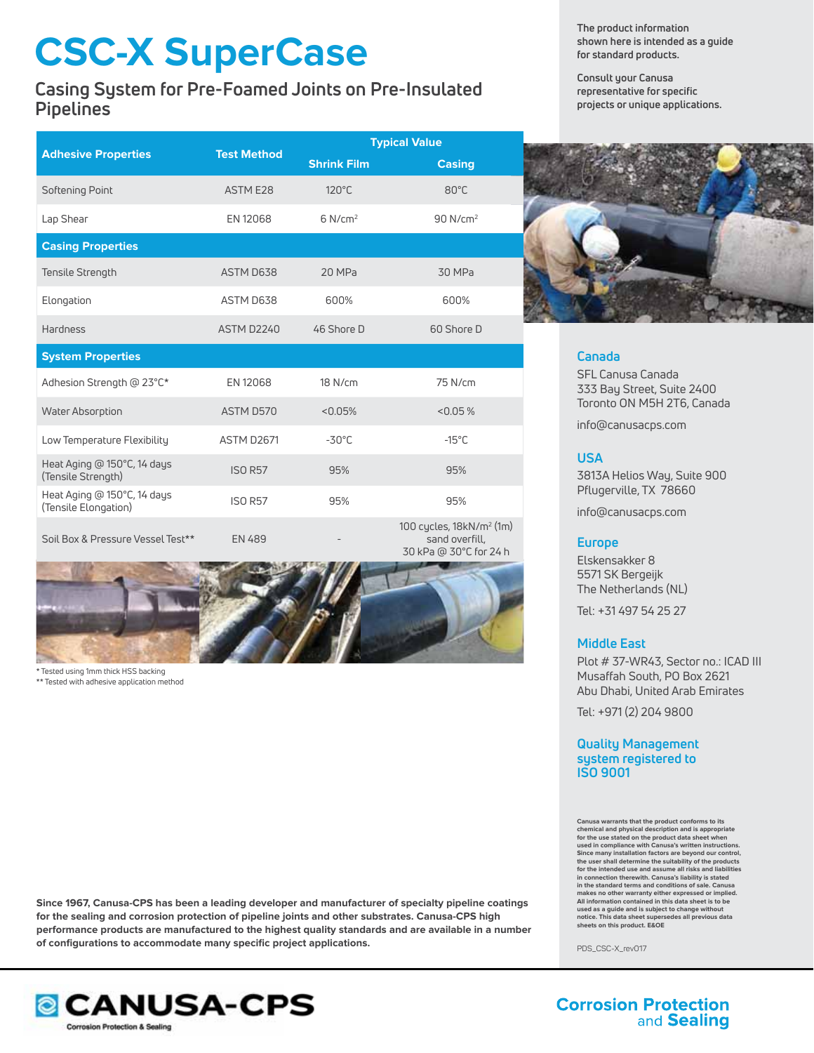# CSC-X SuperCase

## Casing System for Pre-Foamed Joints on Pre-Insulated Pipelines

The product information shown here is intended as a guide for standard products.

Consult your Canusa representative for specific projects or unique applications.

| Adhesive Properties | Test Method | Typical Value | |
|---|---|---|---|
| | | Shrink Film | Casing |
| Softening Point | ASTM E28 | 120°C | 80°C |
| Lap Shear | EN 12068 | 6 N/cm² | 90 N/cm² |
| **Casing Properties** | | | |
| Tensile Strength | ASTM D638 | 20 MPa | 30 MPa |
| Elongation | ASTM D638 | 600% | 600% |
| Hardness | ASTM D2240 | 46 Shore D | 60 Shore D |
| **System Properties** | | | |
| Adhesion Strength @ 23°C* | EN 12068 | 18 N/cm | 75 N/cm |
| Water Absorption | ASTM D570 | <0.05% | <0.05 % |
| Low Temperature Flexibility | ASTM D2671 | -30°C | -15°C |
| Heat Aging @ 150°C, 14 days (Tensile Strength) | ISO R57 | 95% | 95% |
| Heat Aging @ 150°C, 14 days (Tensile Elongation) | ISO R57 | 95% | 95% |
| Soil Box & Pressure Vessel Test** | EN 489 | - | 100 cycles, 18kN/m² (1m) sand overfill, 30 kPa @ 30°C for 24 h |

\* Tested using 1mm thick HSS backing
\** Tested with adhesive application method

### Canada

SFL Canusa Canada
333 Bay Street, Suite 2400
Toronto ON M5H 2T6, Canada

info@canusacps.com

### USA

3813A Helios Way, Suite 900
Pflugerville, TX 78660

info@canusacps.com

### Europe

Elskensakker 8
5571 SK Bergeijk
The Netherlands (NL)

Tel: +31 497 54 25 27

### Middle East

Plot # 37-WR43, Sector no.: ICAD III
Musaffah South, PO Box 2621
Abu Dhabi, United Arab Emirates

Tel: +971 (2) 204 9800

### Quality Management system registered to ISO 9001

Canusa warrants that the product conforms to its chemical and physical description and is appropriate for the use stated on the product data sheet when used in compliance with Canusa's written instructions. Since many installation factors are beyond our control, the user shall determine the suitability of the products for the intended use and assume all risks and liabilities in connection therewith. Canusa's liability is stated in the standard terms and conditions of sale. Canusa makes no other warranty either expressed or implied. All information contained in this data sheet is to be used as a guide and is subject to change without notice. This data sheet supersedes all previous data sheets on this product. E&OE

PDS_CSC-X_rev017

**Since 1967, Canusa-CPS has been a leading developer and manufacturer of specialty pipeline coatings for the sealing and corrosion protection of pipeline joints and other substrates. Canusa-CPS high performance products are manufactured to the highest quality standards and are available in a number of configurations to accommodate many specific project applications.**

CANUSA-CPS
Corrosion Protection & Sealing

Corrosion Protection and **Sealing**